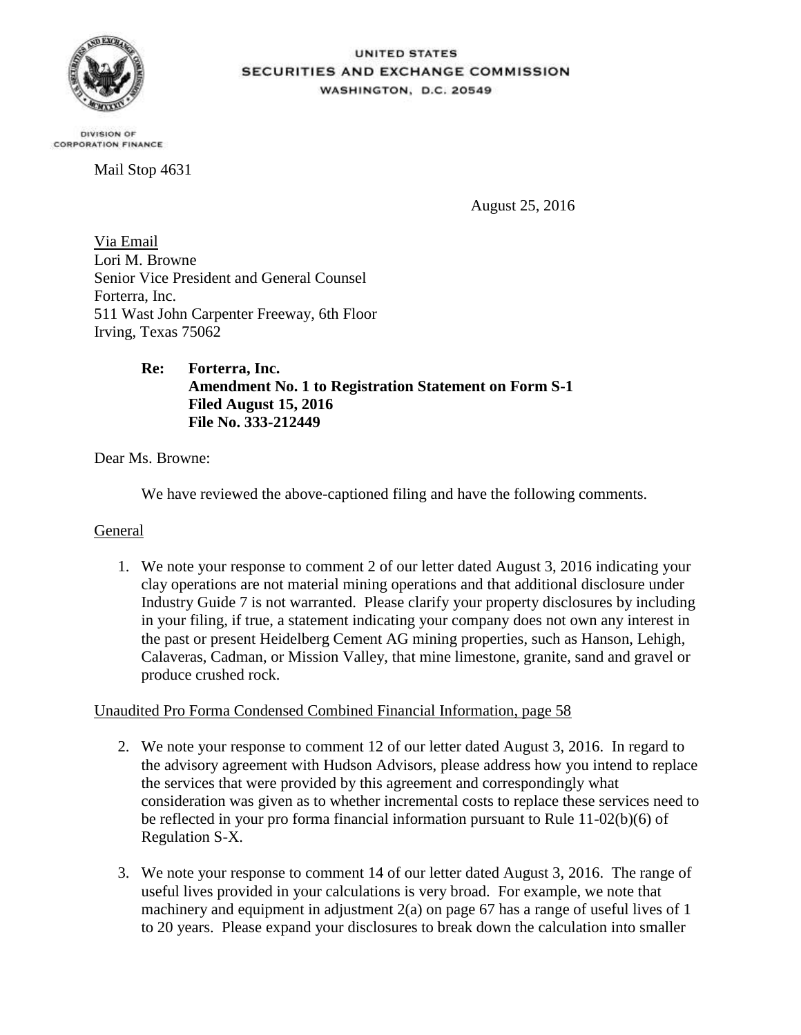UNITED STATES
SECURITIES AND EXCHANGE COMMISSION
WASHINGTON, D.C. 20549

DIVISION OF
CORPORATION FINANCE

Mail Stop 4631

August 25, 2016

Via Email
Lori M. Browne
Senior Vice President and General Counsel
Forterra, Inc.
511 Wast John Carpenter Freeway, 6th Floor
Irving, Texas 75062

**Re: Forterra, Inc.**
**Amendment No. 1 to Registration Statement on Form S-1**
**Filed August 15, 2016**
**File No. 333-212449**

Dear Ms. Browne:

We have reviewed the above-captioned filing and have the following comments.

General

1. We note your response to comment 2 of our letter dated August 3, 2016 indicating your clay operations are not material mining operations and that additional disclosure under Industry Guide 7 is not warranted. Please clarify your property disclosures by including in your filing, if true, a statement indicating your company does not own any interest in the past or present Heidelberg Cement AG mining properties, such as Hanson, Lehigh, Calaveras, Cadman, or Mission Valley, that mine limestone, granite, sand and gravel or produce crushed rock.

Unaudited Pro Forma Condensed Combined Financial Information, page 58

2. We note your response to comment 12 of our letter dated August 3, 2016. In regard to the advisory agreement with Hudson Advisors, please address how you intend to replace the services that were provided by this agreement and correspondingly what consideration was given as to whether incremental costs to replace these services need to be reflected in your pro forma financial information pursuant to Rule 11-02(b)(6) of Regulation S-X.

3. We note your response to comment 14 of our letter dated August 3, 2016. The range of useful lives provided in your calculations is very broad. For example, we note that machinery and equipment in adjustment 2(a) on page 67 has a range of useful lives of 1 to 20 years. Please expand your disclosures to break down the calculation into smaller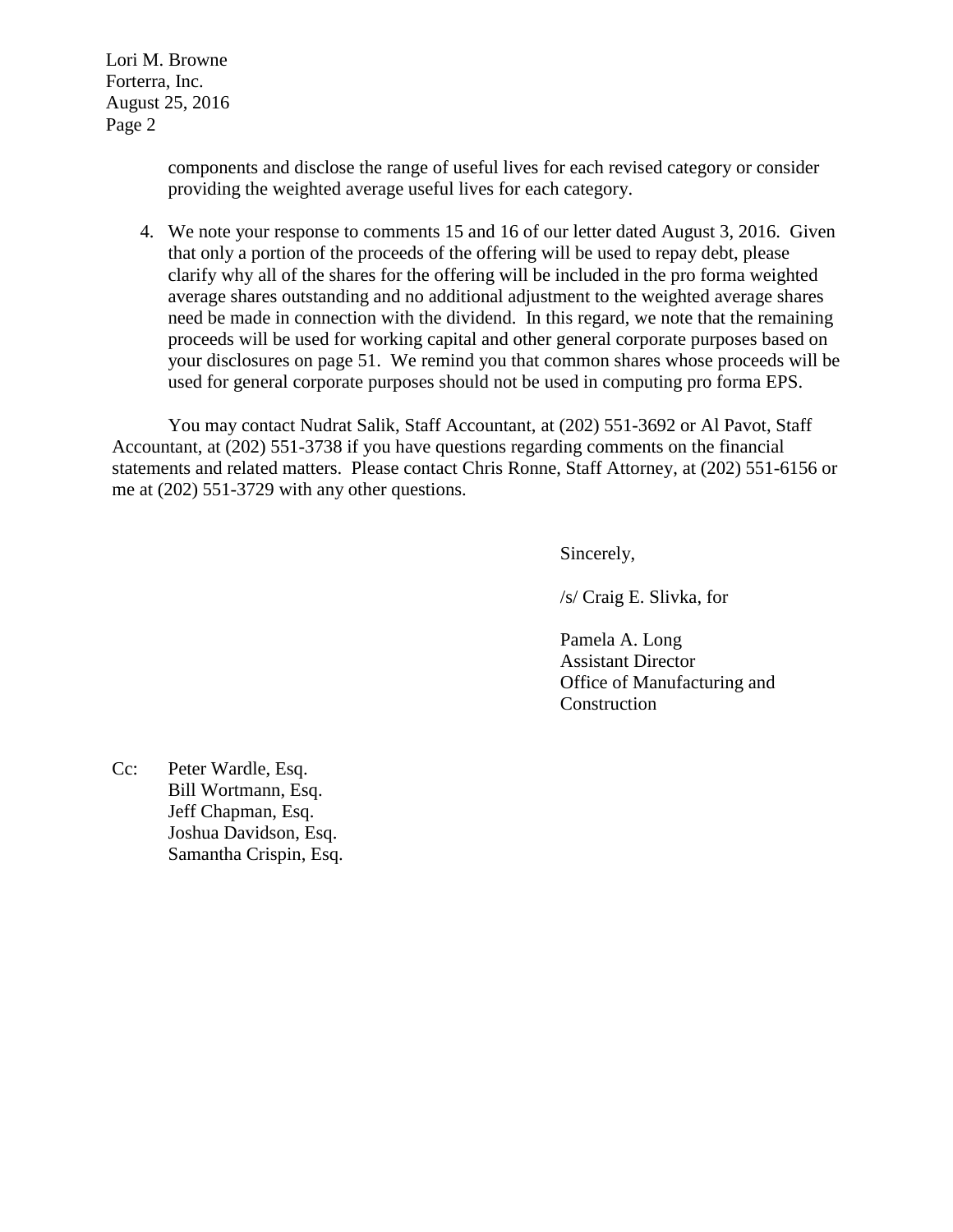components and disclose the range of useful lives for each revised category or consider providing the weighted average useful lives for each category.

4. We note your response to comments 15 and 16 of our letter dated August 3, 2016. Given that only a portion of the proceeds of the offering will be used to repay debt, please clarify why all of the shares for the offering will be included in the pro forma weighted average shares outstanding and no additional adjustment to the weighted average shares need be made in connection with the dividend. In this regard, we note that the remaining proceeds will be used for working capital and other general corporate purposes based on your disclosures on page 51. We remind you that common shares whose proceeds will be used for general corporate purposes should not be used in computing pro forma EPS.

You may contact Nudrat Salik, Staff Accountant, at (202) 551-3692 or Al Pavot, Staff Accountant, at (202) 551-3738 if you have questions regarding comments on the financial statements and related matters. Please contact Chris Ronne, Staff Attorney, at (202) 551-6156 or me at (202) 551-3729 with any other questions.

Sincerely,

/s/ Craig E. Slivka, for

Pamela A. Long
Assistant Director
Office of Manufacturing and Construction

Cc: Peter Wardle, Esq.
Bill Wortmann, Esq.
Jeff Chapman, Esq.
Joshua Davidson, Esq.
Samantha Crispin, Esq.